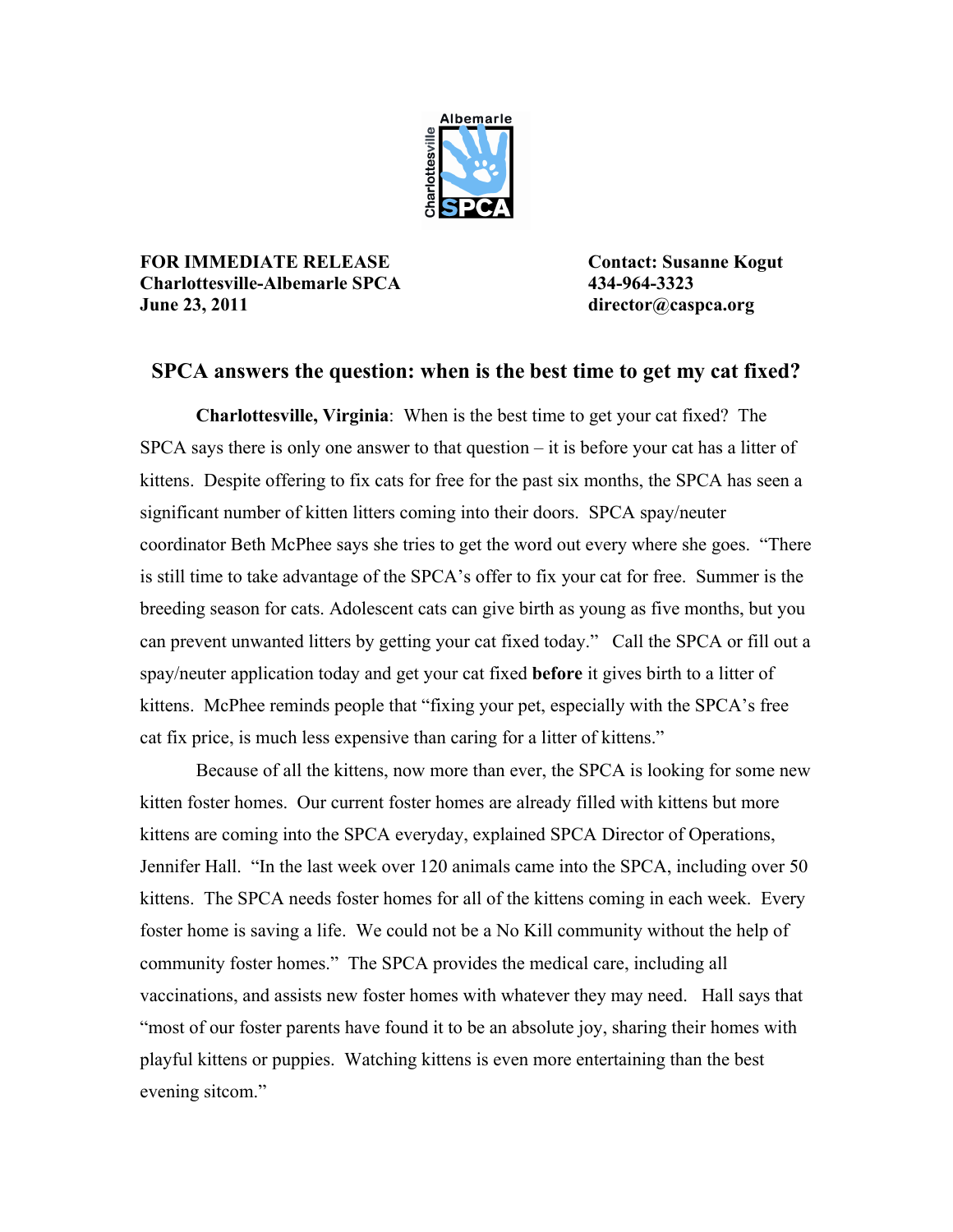**FOR IMMEDIATE RELEASE**
**Charlottesville-Albemarle SPCA**
**June 23, 2011**

**Contact: Susanne Kogut**
**434-964-3323**
**director@caspca.org**

## SPCA answers the question: when is the best time to get my cat fixed?

**Charlottesville, Virginia**: When is the best time to get your cat fixed? The SPCA says there is only one answer to that question – it is before your cat has a litter of kittens. Despite offering to fix cats for free for the past six months, the SPCA has seen a significant number of kitten litters coming into their doors. SPCA spay/neuter coordinator Beth McPhee says she tries to get the word out every where she goes. "There is still time to take advantage of the SPCA's offer to fix your cat for free. Summer is the breeding season for cats. Adolescent cats can give birth as young as five months, but you can prevent unwanted litters by getting your cat fixed today." Call the SPCA or fill out a spay/neuter application today and get your cat fixed **before** it gives birth to a litter of kittens. McPhee reminds people that "fixing your pet, especially with the SPCA's free cat fix price, is much less expensive than caring for a litter of kittens."

Because of all the kittens, now more than ever, the SPCA is looking for some new kitten foster homes. Our current foster homes are already filled with kittens but more kittens are coming into the SPCA everyday, explained SPCA Director of Operations, Jennifer Hall. "In the last week over 120 animals came into the SPCA, including over 50 kittens. The SPCA needs foster homes for all of the kittens coming in each week. Every foster home is saving a life. We could not be a No Kill community without the help of community foster homes." The SPCA provides the medical care, including all vaccinations, and assists new foster homes with whatever they may need. Hall says that "most of our foster parents have found it to be an absolute joy, sharing their homes with playful kittens or puppies. Watching kittens is even more entertaining than the best evening sitcom."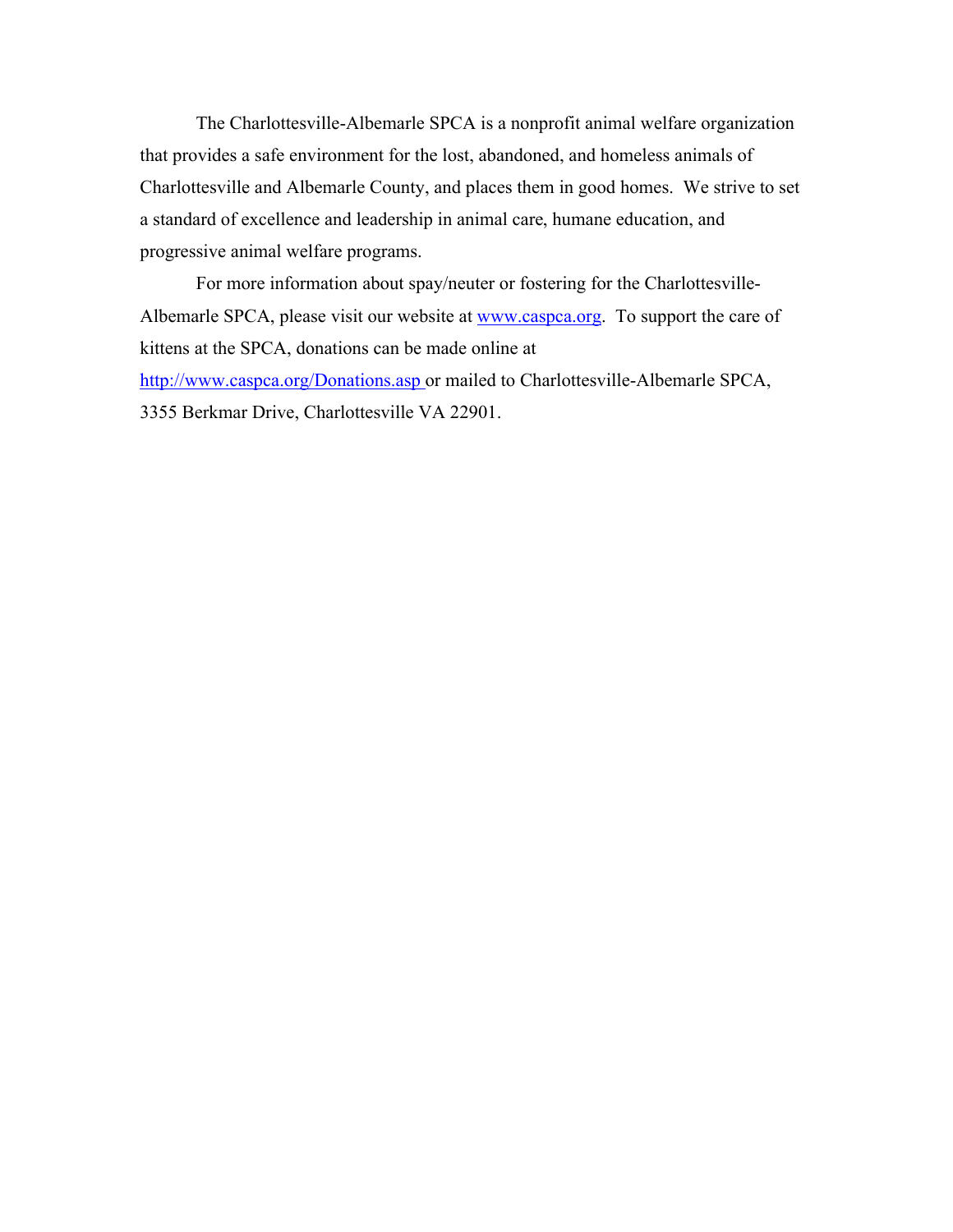The Charlottesville-Albemarle SPCA is a nonprofit animal welfare organization that provides a safe environment for the lost, abandoned, and homeless animals of Charlottesville and Albemarle County, and places them in good homes. We strive to set a standard of excellence and leadership in animal care, humane education, and progressive animal welfare programs.

For more information about spay/neuter or fostering for the Charlottesville-Albemarle SPCA, please visit our website at www.caspca.org. To support the care of kittens at the SPCA, donations can be made online at http://www.caspca.org/Donations.asp or mailed to Charlottesville-Albemarle SPCA, 3355 Berkmar Drive, Charlottesville VA 22901.